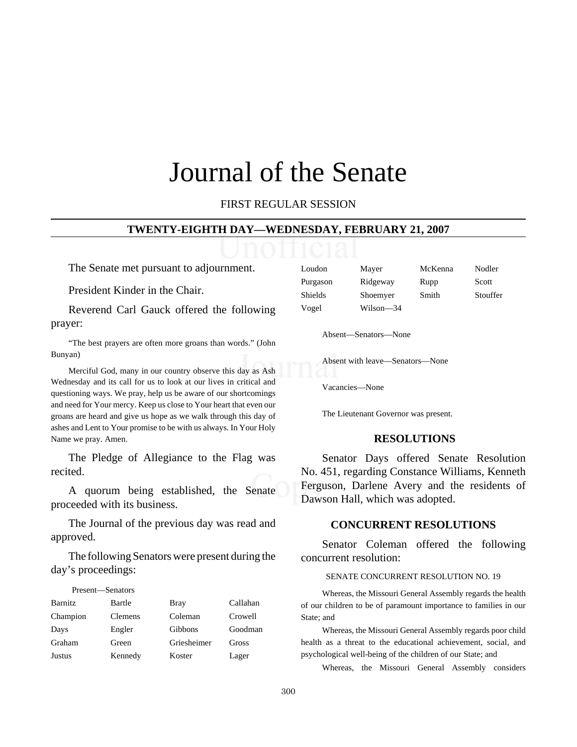# Journal of the Senate

FIRST REGULAR SESSION

## TWENTY-EIGHTH DAY—WEDNESDAY, FEBRUARY 21, 2007

The Senate met pursuant to adjournment.

President Kinder in the Chair.

Reverend Carl Gauck offered the following prayer:

"The best prayers are often more groans than words." (John Bunyan)

Merciful God, many in our country observe this day as Ash Wednesday and its call for us to look at our lives in critical and questioning ways. We pray, help us be aware of our shortcomings and need for Your mercy. Keep us close to Your heart that even our groans are heard and give us hope as we walk through this day of ashes and Lent to Your promise to be with us always. In Your Holy Name we pray. Amen.

The Pledge of Allegiance to the Flag was recited.

A quorum being established, the Senate proceeded with its business.

The Journal of the previous day was read and approved.

The following Senators were present during the day's proceedings:

Present—Senators

| | | | |
|---|---|---|---|
| Barnitz | Bartle | Bray | Callahan |
| Champion | Clemens | Coleman | Crowell |
| Days | Engler | Gibbons | Goodman |
| Graham | Green | Griesheimer | Gross |
| Justus | Kennedy | Koster | Lager |
| Loudon | Mayer | McKenna | Nodler |
| Purgason | Ridgeway | Rupp | Scott |
| Shields | Shoemyer | Smith | Stouffer |
| Vogel | Wilson—34 | | |

Absent—Senators—None

Absent with leave—Senators—None

Vacancies—None

The Lieutenant Governor was present.

### RESOLUTIONS

Senator Days offered Senate Resolution No. 451, regarding Constance Williams, Kenneth Ferguson, Darlene Avery and the residents of Dawson Hall, which was adopted.

### CONCURRENT RESOLUTIONS

Senator Coleman offered the following concurrent resolution:

SENATE CONCURRENT RESOLUTION NO. 19

Whereas, the Missouri General Assembly regards the health of our children to be of paramount importance to families in our State; and

Whereas, the Missouri General Assembly regards poor child health as a threat to the educational achievement, social, and psychological well-being of the children of our State; and

Whereas, the Missouri General Assembly considers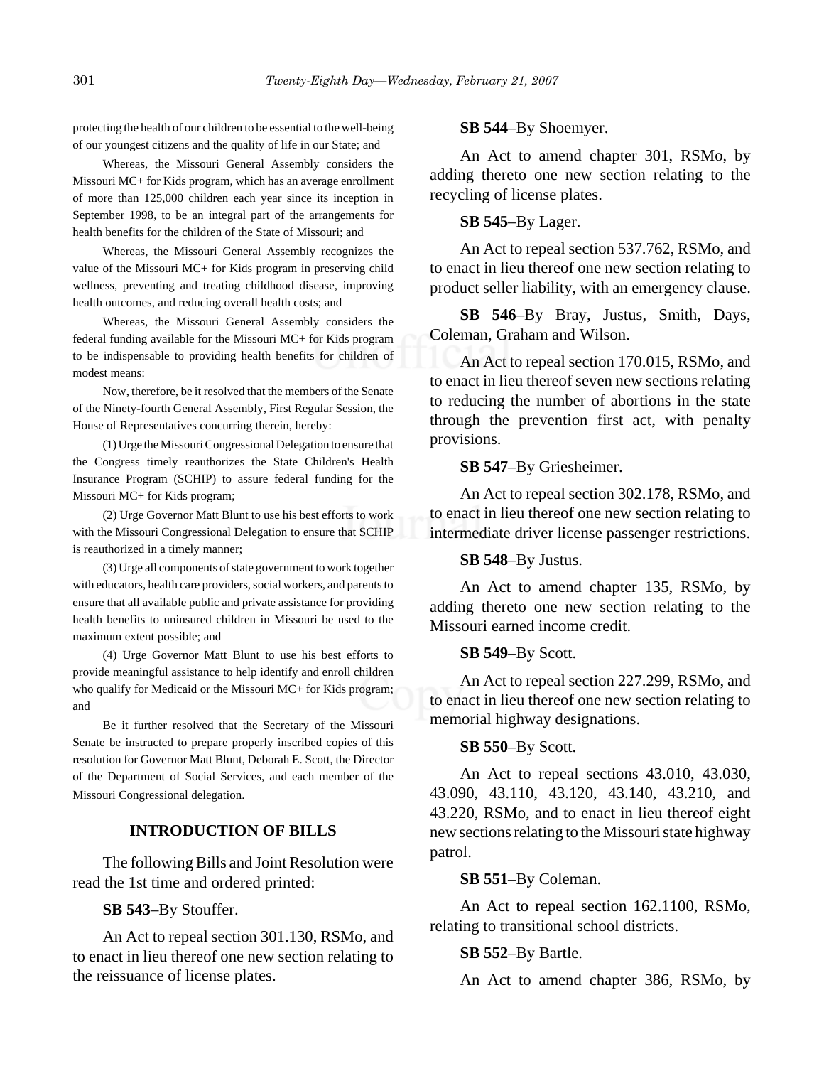protecting the health of our children to be essential to the well-being of our youngest citizens and the quality of life in our State; and

Whereas, the Missouri General Assembly considers the Missouri MC+ for Kids program, which has an average enrollment of more than 125,000 children each year since its inception in September 1998, to be an integral part of the arrangements for health benefits for the children of the State of Missouri; and

Whereas, the Missouri General Assembly recognizes the value of the Missouri MC+ for Kids program in preserving child wellness, preventing and treating childhood disease, improving health outcomes, and reducing overall health costs; and

Whereas, the Missouri General Assembly considers the federal funding available for the Missouri MC+ for Kids program to be indispensable to providing health benefits for children of modest means:

Now, therefore, be it resolved that the members of the Senate of the Ninety-fourth General Assembly, First Regular Session, the House of Representatives concurring therein, hereby:

(1) Urge the Missouri Congressional Delegation to ensure that the Congress timely reauthorizes the State Children's Health Insurance Program (SCHIP) to assure federal funding for the Missouri MC+ for Kids program;

(2) Urge Governor Matt Blunt to use his best efforts to work with the Missouri Congressional Delegation to ensure that SCHIP is reauthorized in a timely manner;

(3) Urge all components of state government to work together with educators, health care providers, social workers, and parents to ensure that all available public and private assistance for providing health benefits to uninsured children in Missouri be used to the maximum extent possible; and

(4) Urge Governor Matt Blunt to use his best efforts to provide meaningful assistance to help identify and enroll children who qualify for Medicaid or the Missouri MC+ for Kids program; and

Be it further resolved that the Secretary of the Missouri Senate be instructed to prepare properly inscribed copies of this resolution for Governor Matt Blunt, Deborah E. Scott, the Director of the Department of Social Services, and each member of the Missouri Congressional delegation.

## INTRODUCTION OF BILLS

The following Bills and Joint Resolution were read the 1st time and ordered printed:

**SB 543**–By Stouffer.

An Act to repeal section 301.130, RSMo, and to enact in lieu thereof one new section relating to the reissuance of license plates.

**SB 544**–By Shoemyer.

An Act to amend chapter 301, RSMo, by adding thereto one new section relating to the recycling of license plates.

**SB 545**–By Lager.

An Act to repeal section 537.762, RSMo, and to enact in lieu thereof one new section relating to product seller liability, with an emergency clause.

**SB 546**–By Bray, Justus, Smith, Days, Coleman, Graham and Wilson.

An Act to repeal section 170.015, RSMo, and to enact in lieu thereof seven new sections relating to reducing the number of abortions in the state through the prevention first act, with penalty provisions.

**SB 547**–By Griesheimer.

An Act to repeal section 302.178, RSMo, and to enact in lieu thereof one new section relating to intermediate driver license passenger restrictions.

**SB 548**–By Justus.

An Act to amend chapter 135, RSMo, by adding thereto one new section relating to the Missouri earned income credit.

**SB 549**–By Scott.

An Act to repeal section 227.299, RSMo, and to enact in lieu thereof one new section relating to memorial highway designations.

**SB 550**–By Scott.

An Act to repeal sections 43.010, 43.030, 43.090, 43.110, 43.120, 43.140, 43.210, and 43.220, RSMo, and to enact in lieu thereof eight new sections relating to the Missouri state highway patrol.

**SB 551**–By Coleman.

An Act to repeal section 162.1100, RSMo, relating to transitional school districts.

**SB 552**–By Bartle.

An Act to amend chapter 386, RSMo, by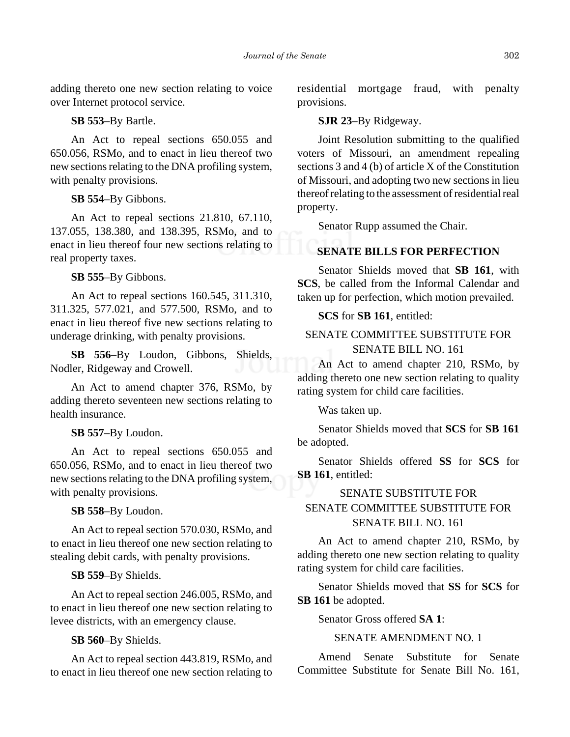adding thereto one new section relating to voice over Internet protocol service.

**SB 553**–By Bartle.

An Act to repeal sections 650.055 and 650.056, RSMo, and to enact in lieu thereof two new sections relating to the DNA profiling system, with penalty provisions.

**SB 554**–By Gibbons.

An Act to repeal sections 21.810, 67.110, 137.055, 138.380, and 138.395, RSMo, and to enact in lieu thereof four new sections relating to real property taxes.

**SB 555**–By Gibbons.

An Act to repeal sections 160.545, 311.310, 311.325, 577.021, and 577.500, RSMo, and to enact in lieu thereof five new sections relating to underage drinking, with penalty provisions.

**SB 556**–By Loudon, Gibbons, Shields, Nodler, Ridgeway and Crowell.

An Act to amend chapter 376, RSMo, by adding thereto seventeen new sections relating to health insurance.

**SB 557**–By Loudon.

An Act to repeal sections 650.055 and 650.056, RSMo, and to enact in lieu thereof two new sections relating to the DNA profiling system, with penalty provisions.

**SB 558**–By Loudon.

An Act to repeal section 570.030, RSMo, and to enact in lieu thereof one new section relating to stealing debit cards, with penalty provisions.

**SB 559**–By Shields.

An Act to repeal section 246.005, RSMo, and to enact in lieu thereof one new section relating to levee districts, with an emergency clause.

**SB 560**–By Shields.

An Act to repeal section 443.819, RSMo, and to enact in lieu thereof one new section relating to residential mortgage fraud, with penalty provisions.

**SJR 23**–By Ridgeway.

Joint Resolution submitting to the qualified voters of Missouri, an amendment repealing sections 3 and 4 (b) of article X of the Constitution of Missouri, and adopting two new sections in lieu thereof relating to the assessment of residential real property.

Senator Rupp assumed the Chair.

## SENATE BILLS FOR PERFECTION

Senator Shields moved that **SB 161**, with **SCS**, be called from the Informal Calendar and taken up for perfection, which motion prevailed.

**SCS** for **SB 161**, entitled:

SENATE COMMITTEE SUBSTITUTE FOR SENATE BILL NO. 161

An Act to amend chapter 210, RSMo, by adding thereto one new section relating to quality rating system for child care facilities.

Was taken up.

Senator Shields moved that **SCS** for **SB 161** be adopted.

Senator Shields offered **SS** for **SCS** for **SB 161**, entitled:

SENATE SUBSTITUTE FOR SENATE COMMITTEE SUBSTITUTE FOR SENATE BILL NO. 161

An Act to amend chapter 210, RSMo, by adding thereto one new section relating to quality rating system for child care facilities.

Senator Shields moved that **SS** for **SCS** for **SB 161** be adopted.

Senator Gross offered **SA 1**:

SENATE AMENDMENT NO. 1

Amend Senate Substitute for Senate Committee Substitute for Senate Bill No. 161,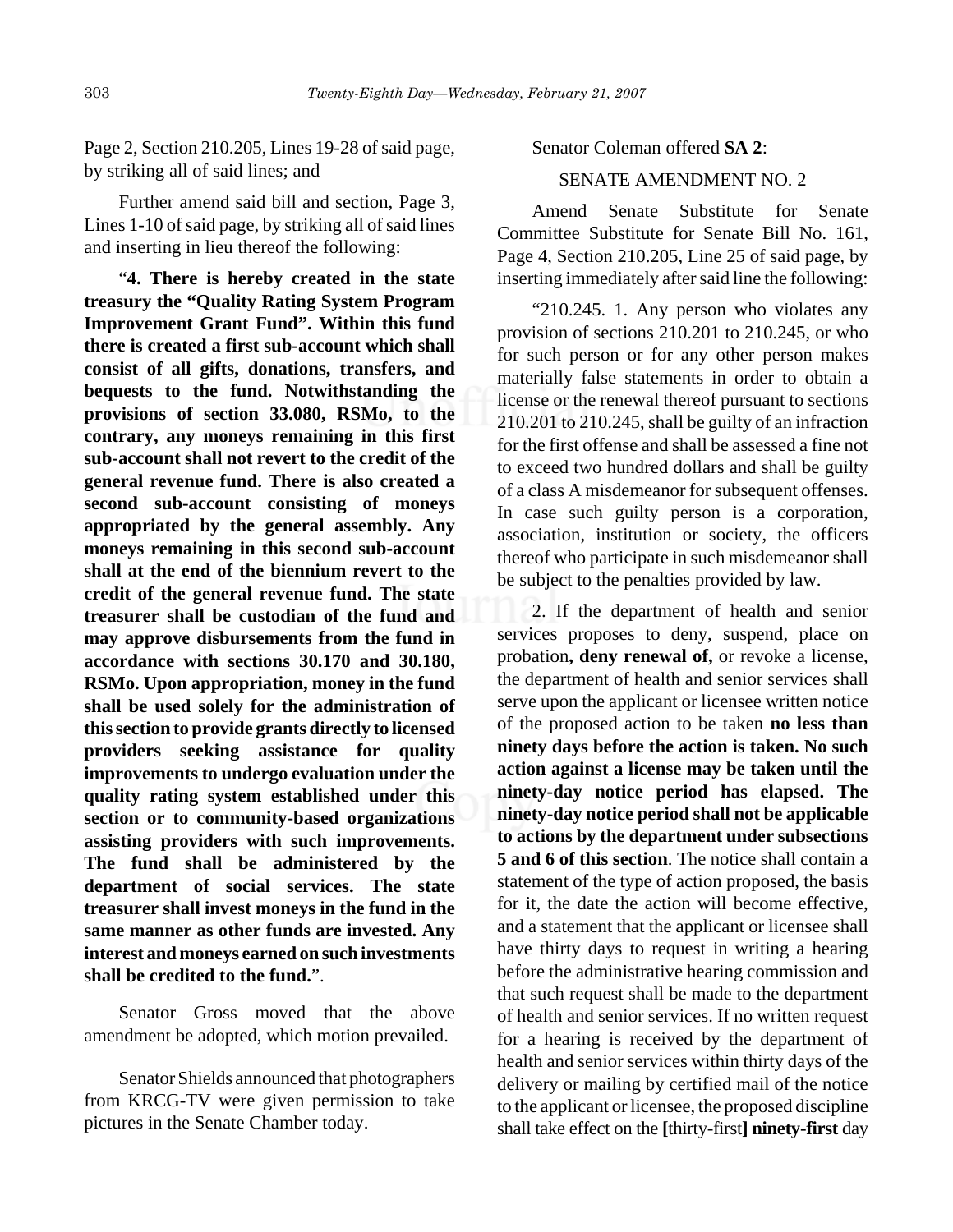Page 2, Section 210.205, Lines 19-28 of said page, by striking all of said lines; and

Further amend said bill and section, Page 3, Lines 1-10 of said page, by striking all of said lines and inserting in lieu thereof the following:

"**4. There is hereby created in the state treasury the "Quality Rating System Program Improvement Grant Fund". Within this fund there is created a first sub-account which shall consist of all gifts, donations, transfers, and bequests to the fund. Notwithstanding the provisions of section 33.080, RSMo, to the contrary, any moneys remaining in this first sub-account shall not revert to the credit of the general revenue fund. There is also created a second sub-account consisting of moneys appropriated by the general assembly. Any moneys remaining in this second sub-account shall at the end of the biennium revert to the credit of the general revenue fund. The state treasurer shall be custodian of the fund and may approve disbursements from the fund in accordance with sections 30.170 and 30.180, RSMo. Upon appropriation, money in the fund shall be used solely for the administration of this section to provide grants directly to licensed providers seeking assistance for quality improvements to undergo evaluation under the quality rating system established under this section or to community-based organizations assisting providers with such improvements. The fund shall be administered by the department of social services. The state treasurer shall invest moneys in the fund in the same manner as other funds are invested. Any interest and moneys earned on such investments shall be credited to the fund.**".

Senator Gross moved that the above amendment be adopted, which motion prevailed.

Senator Shields announced that photographers from KRCG-TV were given permission to take pictures in the Senate Chamber today.

Senator Coleman offered **SA 2**:

SENATE AMENDMENT NO. 2

Amend Senate Substitute for Senate Committee Substitute for Senate Bill No. 161, Page 4, Section 210.205, Line 25 of said page, by inserting immediately after said line the following:

"210.245. 1. Any person who violates any provision of sections 210.201 to 210.245, or who for such person or for any other person makes materially false statements in order to obtain a license or the renewal thereof pursuant to sections 210.201 to 210.245, shall be guilty of an infraction for the first offense and shall be assessed a fine not to exceed two hundred dollars and shall be guilty of a class A misdemeanor for subsequent offenses. In case such guilty person is a corporation, association, institution or society, the officers thereof who participate in such misdemeanor shall be subject to the penalties provided by law.

2. If the department of health and senior services proposes to deny, suspend, place on probation**, deny renewal of,** or revoke a license, the department of health and senior services shall serve upon the applicant or licensee written notice of the proposed action to be taken **no less than ninety days before the action is taken. No such action against a license may be taken until the ninety-day notice period has elapsed. The ninety-day notice period shall not be applicable to actions by the department under subsections 5 and 6 of this section**. The notice shall contain a statement of the type of action proposed, the basis for it, the date the action will become effective, and a statement that the applicant or licensee shall have thirty days to request in writing a hearing before the administrative hearing commission and that such request shall be made to the department of health and senior services. If no written request for a hearing is received by the department of health and senior services within thirty days of the delivery or mailing by certified mail of the notice to the applicant or licensee, the proposed discipline shall take effect on the **[**thirty-first**] ninety-first** day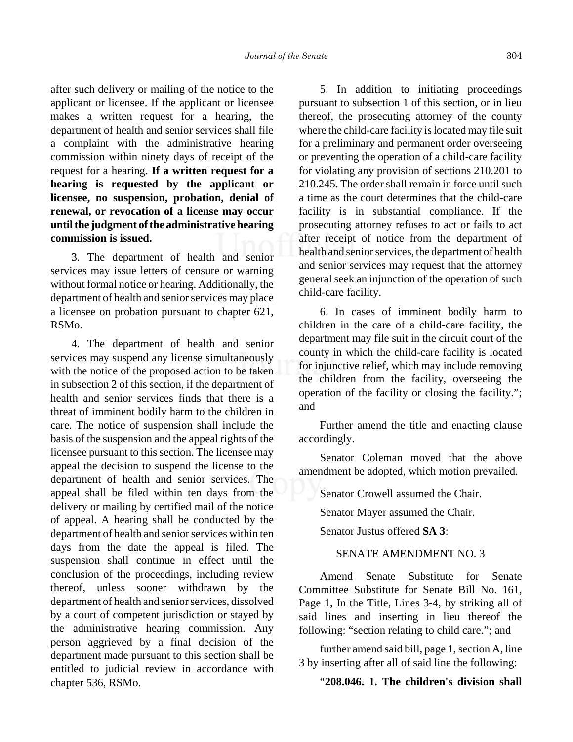after such delivery or mailing of the notice to the applicant or licensee. If the applicant or licensee makes a written request for a hearing, the department of health and senior services shall file a complaint with the administrative hearing commission within ninety days of receipt of the request for a hearing. **If a written request for a hearing is requested by the applicant or licensee, no suspension, probation, denial of renewal, or revocation of a license may occur until the judgment of the administrative hearing commission is issued.**

3. The department of health and senior services may issue letters of censure or warning without formal notice or hearing. Additionally, the department of health and senior services may place a licensee on probation pursuant to chapter 621, RSMo.

4. The department of health and senior services may suspend any license simultaneously with the notice of the proposed action to be taken in subsection 2 of this section, if the department of health and senior services finds that there is a threat of imminent bodily harm to the children in care. The notice of suspension shall include the basis of the suspension and the appeal rights of the licensee pursuant to this section. The licensee may appeal the decision to suspend the license to the department of health and senior services. The appeal shall be filed within ten days from the delivery or mailing by certified mail of the notice of appeal. A hearing shall be conducted by the department of health and senior services within ten days from the date the appeal is filed. The suspension shall continue in effect until the conclusion of the proceedings, including review thereof, unless sooner withdrawn by the department of health and senior services, dissolved by a court of competent jurisdiction or stayed by the administrative hearing commission. Any person aggrieved by a final decision of the department made pursuant to this section shall be entitled to judicial review in accordance with chapter 536, RSMo.

5. In addition to initiating proceedings pursuant to subsection 1 of this section, or in lieu thereof, the prosecuting attorney of the county where the child-care facility is located may file suit for a preliminary and permanent order overseeing or preventing the operation of a child-care facility for violating any provision of sections 210.201 to 210.245. The order shall remain in force until such a time as the court determines that the child-care facility is in substantial compliance. If the prosecuting attorney refuses to act or fails to act after receipt of notice from the department of health and senior services, the department of health and senior services may request that the attorney general seek an injunction of the operation of such child-care facility.

6. In cases of imminent bodily harm to children in the care of a child-care facility, the department may file suit in the circuit court of the county in which the child-care facility is located for injunctive relief, which may include removing the children from the facility, overseeing the operation of the facility or closing the facility."; and

Further amend the title and enacting clause accordingly.

Senator Coleman moved that the above amendment be adopted, which motion prevailed.

Senator Crowell assumed the Chair.

Senator Mayer assumed the Chair.

Senator Justus offered **SA 3**:

SENATE AMENDMENT NO. 3

Amend Senate Substitute for Senate Committee Substitute for Senate Bill No. 161, Page 1, In the Title, Lines 3-4, by striking all of said lines and inserting in lieu thereof the following: "section relating to child care."; and

further amend said bill, page 1, section A, line 3 by inserting after all of said line the following:

"**208.046. 1. The children's division shall**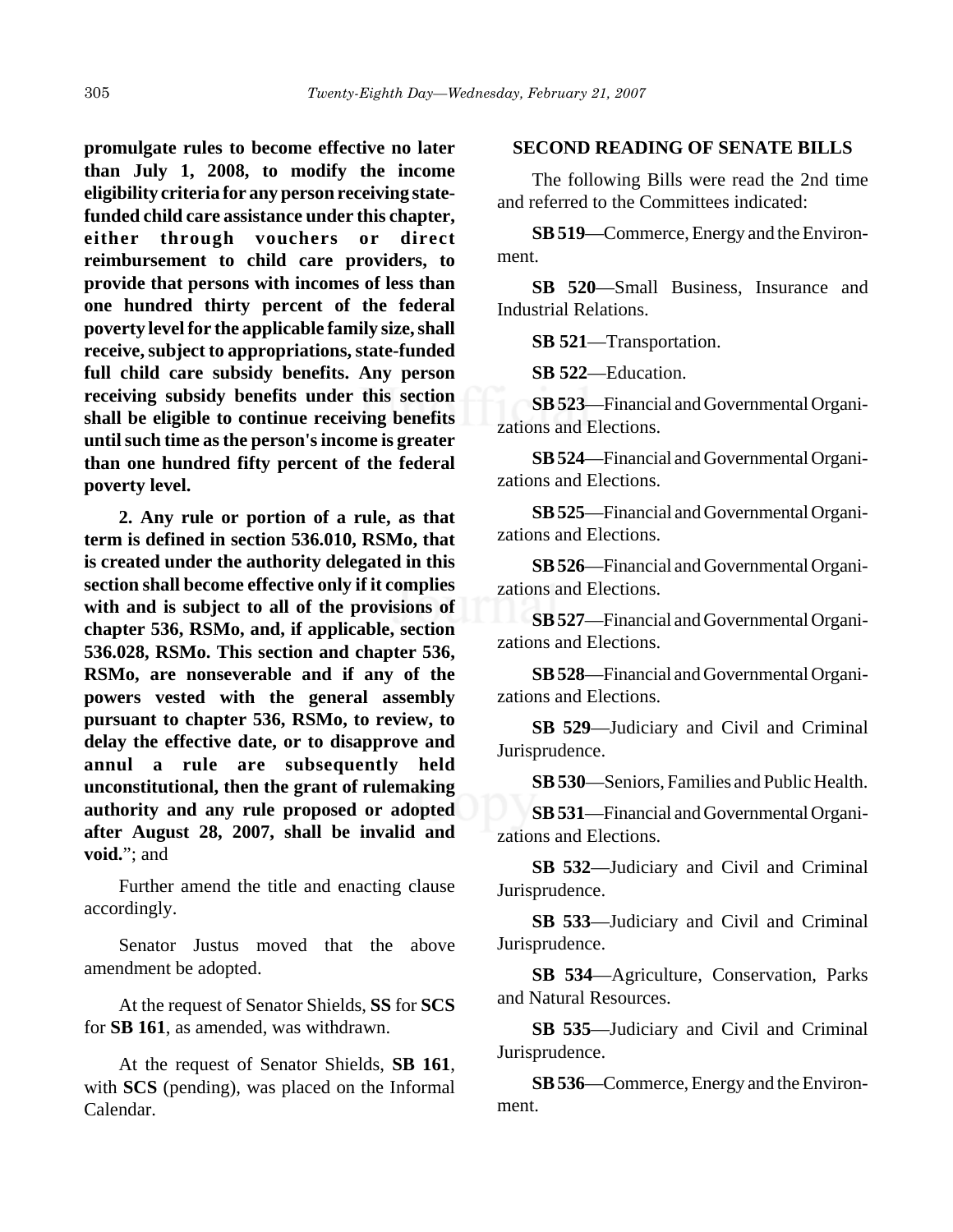**promulgate rules to become effective no later than July 1, 2008, to modify the income eligibility criteria for any person receiving state-funded child care assistance under this chapter, either through vouchers or direct reimbursement to child care providers, to provide that persons with incomes of less than one hundred thirty percent of the federal poverty level for the applicable family size, shall receive, subject to appropriations, state-funded full child care subsidy benefits. Any person receiving subsidy benefits under this section shall be eligible to continue receiving benefits until such time as the person's income is greater than one hundred fifty percent of the federal poverty level.**

**2. Any rule or portion of a rule, as that term is defined in section 536.010, RSMo, that is created under the authority delegated in this section shall become effective only if it complies with and is subject to all of the provisions of chapter 536, RSMo, and, if applicable, section 536.028, RSMo. This section and chapter 536, RSMo, are nonseverable and if any of the powers vested with the general assembly pursuant to chapter 536, RSMo, to review, to delay the effective date, or to disapprove and annul a rule are subsequently held unconstitutional, then the grant of rulemaking authority and any rule proposed or adopted after August 28, 2007, shall be invalid and void.**"; and

Further amend the title and enacting clause accordingly.

Senator Justus moved that the above amendment be adopted.

At the request of Senator Shields, **SS** for **SCS** for **SB 161**, as amended, was withdrawn.

At the request of Senator Shields, **SB 161**, with **SCS** (pending), was placed on the Informal Calendar.

## SECOND READING OF SENATE BILLS

The following Bills were read the 2nd time and referred to the Committees indicated:

**SB 519**—Commerce, Energy and the Environment.

**SB 520**—Small Business, Insurance and Industrial Relations.

**SB 521**—Transportation.

**SB 522**—Education.

**SB 523**—Financial and Governmental Organizations and Elections.

**SB 524**—Financial and Governmental Organizations and Elections.

**SB 525**—Financial and Governmental Organizations and Elections.

**SB 526**—Financial and Governmental Organizations and Elections.

**SB 527**—Financial and Governmental Organizations and Elections.

**SB 528**—Financial and Governmental Organizations and Elections.

**SB 529**—Judiciary and Civil and Criminal Jurisprudence.

**SB 530**—Seniors, Families and Public Health.

**SB 531**—Financial and Governmental Organizations and Elections.

**SB 532**—Judiciary and Civil and Criminal Jurisprudence.

**SB 533**—Judiciary and Civil and Criminal Jurisprudence.

**SB 534**—Agriculture, Conservation, Parks and Natural Resources.

**SB 535**—Judiciary and Civil and Criminal Jurisprudence.

**SB 536**—Commerce, Energy and the Environment.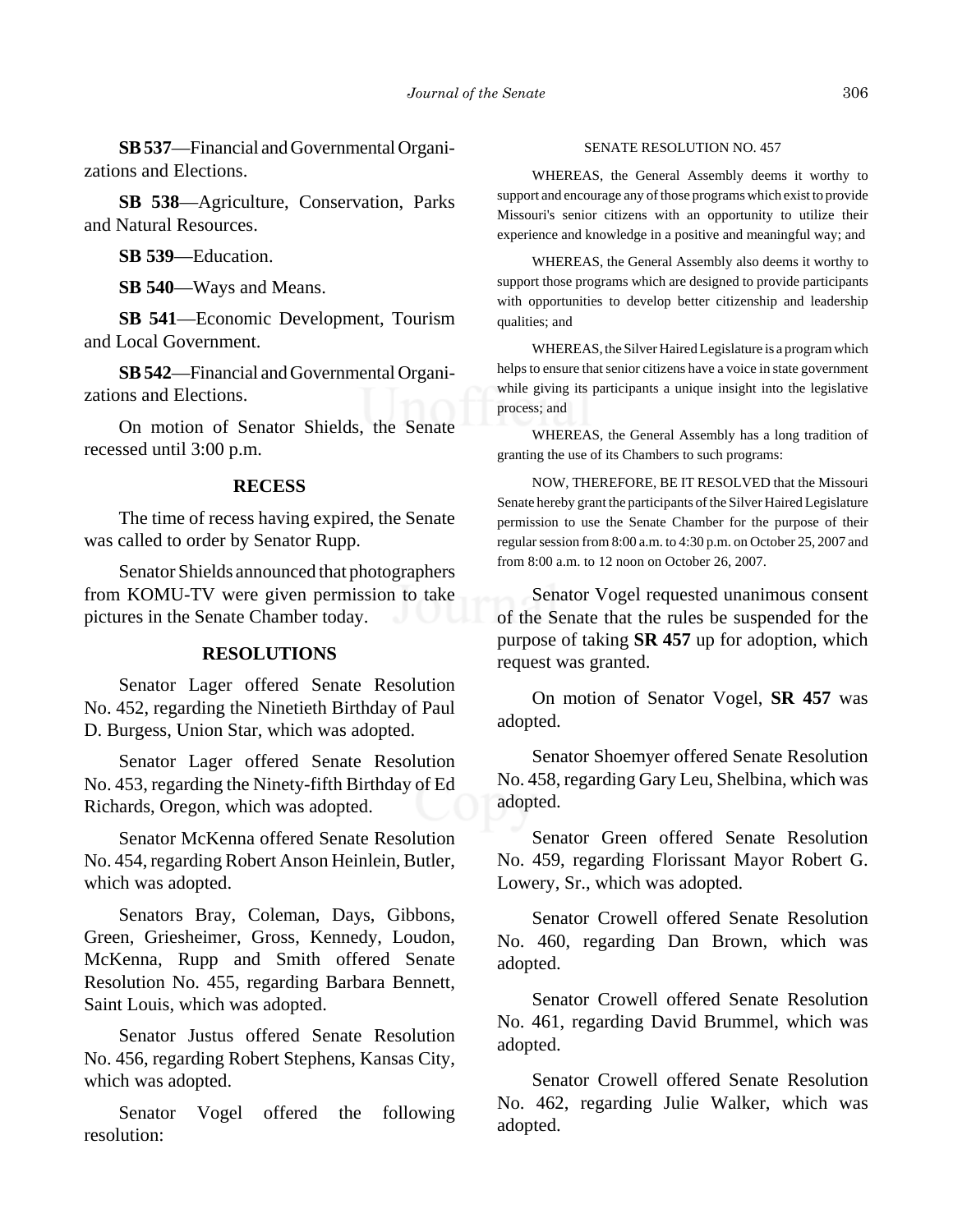**SB 537**—Financial and Governmental Organizations and Elections.

**SB 538**—Agriculture, Conservation, Parks and Natural Resources.

**SB 539**—Education.

**SB 540**—Ways and Means.

**SB 541**—Economic Development, Tourism and Local Government.

**SB 542**—Financial and Governmental Organizations and Elections.

On motion of Senator Shields, the Senate recessed until 3:00 p.m.

### RECESS

The time of recess having expired, the Senate was called to order by Senator Rupp.

Senator Shields announced that photographers from KOMU-TV were given permission to take pictures in the Senate Chamber today.

### RESOLUTIONS

Senator Lager offered Senate Resolution No. 452, regarding the Ninetieth Birthday of Paul D. Burgess, Union Star, which was adopted.

Senator Lager offered Senate Resolution No. 453, regarding the Ninety-fifth Birthday of Ed Richards, Oregon, which was adopted.

Senator McKenna offered Senate Resolution No. 454, regarding Robert Anson Heinlein, Butler, which was adopted.

Senators Bray, Coleman, Days, Gibbons, Green, Griesheimer, Gross, Kennedy, Loudon, McKenna, Rupp and Smith offered Senate Resolution No. 455, regarding Barbara Bennett, Saint Louis, which was adopted.

Senator Justus offered Senate Resolution No. 456, regarding Robert Stephens, Kansas City, which was adopted.

Senator Vogel offered the following resolution:

SENATE RESOLUTION NO. 457

WHEREAS, the General Assembly deems it worthy to support and encourage any of those programs which exist to provide Missouri's senior citizens with an opportunity to utilize their experience and knowledge in a positive and meaningful way; and

WHEREAS, the General Assembly also deems it worthy to support those programs which are designed to provide participants with opportunities to develop better citizenship and leadership qualities; and

WHEREAS, the Silver Haired Legislature is a program which helps to ensure that senior citizens have a voice in state government while giving its participants a unique insight into the legislative process; and

WHEREAS, the General Assembly has a long tradition of granting the use of its Chambers to such programs:

NOW, THEREFORE, BE IT RESOLVED that the Missouri Senate hereby grant the participants of the Silver Haired Legislature permission to use the Senate Chamber for the purpose of their regular session from 8:00 a.m. to 4:30 p.m. on October 25, 2007 and from 8:00 a.m. to 12 noon on October 26, 2007.

Senator Vogel requested unanimous consent of the Senate that the rules be suspended for the purpose of taking **SR 457** up for adoption, which request was granted.

On motion of Senator Vogel, **SR 457** was adopted.

Senator Shoemyer offered Senate Resolution No. 458, regarding Gary Leu, Shelbina, which was adopted.

Senator Green offered Senate Resolution No. 459, regarding Florissant Mayor Robert G. Lowery, Sr., which was adopted.

Senator Crowell offered Senate Resolution No. 460, regarding Dan Brown, which was adopted.

Senator Crowell offered Senate Resolution No. 461, regarding David Brummel, which was adopted.

Senator Crowell offered Senate Resolution No. 462, regarding Julie Walker, which was adopted.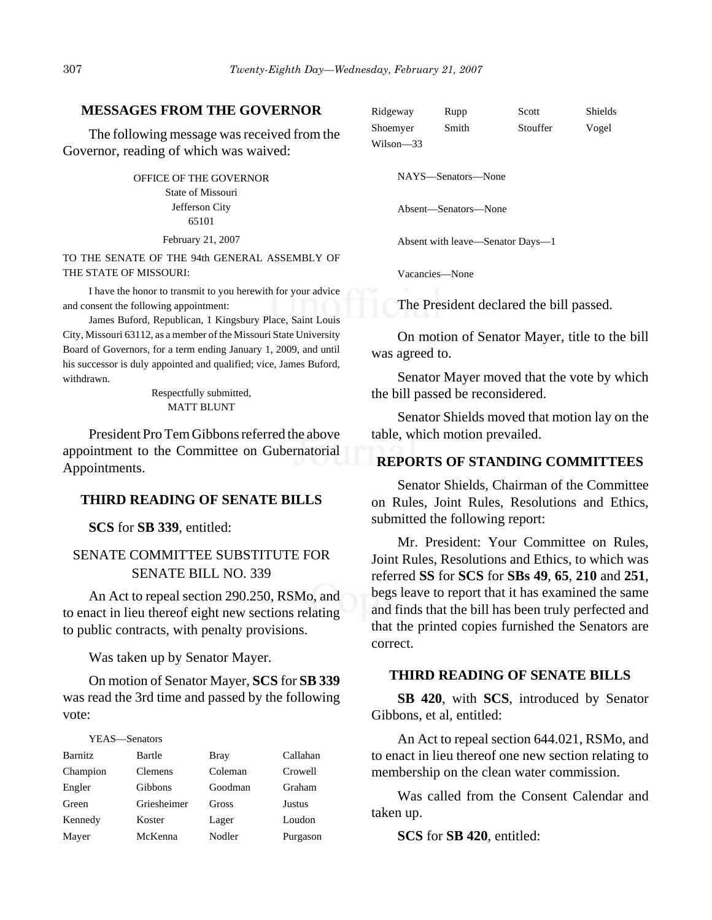## MESSAGES FROM THE GOVERNOR

The following message was received from the Governor, reading of which was waived:

OFFICE OF THE GOVERNOR
State of Missouri
Jefferson City
65101

February 21, 2007

TO THE SENATE OF THE 94th GENERAL ASSEMBLY OF THE STATE OF MISSOURI:

I have the honor to transmit to you herewith for your advice and consent the following appointment:

James Buford, Republican, 1 Kingsbury Place, Saint Louis City, Missouri 63112, as a member of the Missouri State University Board of Governors, for a term ending January 1, 2009, and until his successor is duly appointed and qualified; vice, James Buford, withdrawn.

Respectfully submitted,
MATT BLUNT

President Pro Tem Gibbons referred the above appointment to the Committee on Gubernatorial Appointments.

## THIRD READING OF SENATE BILLS

**SCS** for **SB 339**, entitled:

SENATE COMMITTEE SUBSTITUTE FOR SENATE BILL NO. 339

An Act to repeal section 290.250, RSMo, and to enact in lieu thereof eight new sections relating to public contracts, with penalty provisions.

Was taken up by Senator Mayer.

On motion of Senator Mayer, **SCS** for **SB 339** was read the 3rd time and passed by the following vote:

YEAS—Senators

| | | | |
|---|---|---|---|
| Barnitz | Bartle | Bray | Callahan |
| Champion | Clemens | Coleman | Crowell |
| Engler | Gibbons | Goodman | Graham |
| Green | Griesheimer | Gross | Justus |
| Kennedy | Koster | Lager | Loudon |
| Mayer | McKenna | Nodler | Purgason |
| Ridgeway | Rupp | Scott | Shields |
| Shoemyer | Smith | Stouffer | Vogel |
| Wilson—33 | | | |

NAYS—Senators—None

Absent—Senators—None

Absent with leave—Senator Days—1

Vacancies—None

The President declared the bill passed.

On motion of Senator Mayer, title to the bill was agreed to.

Senator Mayer moved that the vote by which the bill passed be reconsidered.

Senator Shields moved that motion lay on the table, which motion prevailed.

## REPORTS OF STANDING COMMITTEES

Senator Shields, Chairman of the Committee on Rules, Joint Rules, Resolutions and Ethics, submitted the following report:

Mr. President: Your Committee on Rules, Joint Rules, Resolutions and Ethics, to which was referred **SS** for **SCS** for **SBs 49**, **65**, **210** and **251**, begs leave to report that it has examined the same and finds that the bill has been truly perfected and that the printed copies furnished the Senators are correct.

## THIRD READING OF SENATE BILLS

**SB 420**, with **SCS**, introduced by Senator Gibbons, et al, entitled:

An Act to repeal section 644.021, RSMo, and to enact in lieu thereof one new section relating to membership on the clean water commission.

Was called from the Consent Calendar and taken up.

**SCS** for **SB 420**, entitled: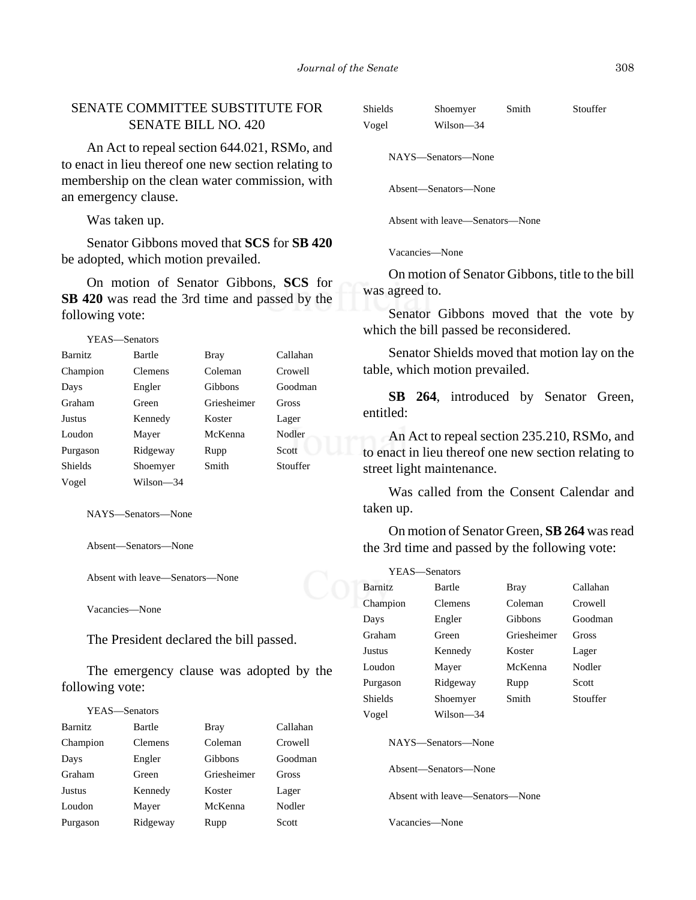SENATE COMMITTEE SUBSTITUTE FOR SENATE BILL NO. 420

An Act to repeal section 644.021, RSMo, and to enact in lieu thereof one new section relating to membership on the clean water commission, with an emergency clause.

Was taken up.

Senator Gibbons moved that **SCS** for **SB 420** be adopted, which motion prevailed.

On motion of Senator Gibbons, **SCS** for **SB 420** was read the 3rd time and passed by the following vote:

YEAS—Senators

| | | | |
|---|---|---|---|
| Barnitz | Bartle | Bray | Callahan |
| Champion | Clemens | Coleman | Crowell |
| Days | Engler | Gibbons | Goodman |
| Graham | Green | Griesheimer | Gross |
| Justus | Kennedy | Koster | Lager |
| Loudon | Mayer | McKenna | Nodler |
| Purgason | Ridgeway | Rupp | Scott |
| Shields | Shoemyer | Smith | Stouffer |
| Vogel | Wilson—34 | | |

NAYS—Senators—None

Absent—Senators—None

Absent with leave—Senators—None

Vacancies—None

The President declared the bill passed.

The emergency clause was adopted by the following vote:

YEAS—Senators

| | | | |
|---|---|---|---|
| Barnitz | Bartle | Bray | Callahan |
| Champion | Clemens | Coleman | Crowell |
| Days | Engler | Gibbons | Goodman |
| Graham | Green | Griesheimer | Gross |
| Justus | Kennedy | Koster | Lager |
| Loudon | Mayer | McKenna | Nodler |
| Purgason | Ridgeway | Rupp | Scott |
| Shields | Shoemyer | Smith | Stouffer |
| Vogel | Wilson—34 | | |

NAYS—Senators—None

Absent—Senators—None

Absent with leave—Senators—None

Vacancies—None

On motion of Senator Gibbons, title to the bill was agreed to.

Senator Gibbons moved that the vote by which the bill passed be reconsidered.

Senator Shields moved that motion lay on the table, which motion prevailed.

**SB 264**, introduced by Senator Green, entitled:

An Act to repeal section 235.210, RSMo, and to enact in lieu thereof one new section relating to street light maintenance.

Was called from the Consent Calendar and taken up.

On motion of Senator Green, **SB 264** was read the 3rd time and passed by the following vote:

YEAS—Senators

| | | | |
|---|---|---|---|
| Barnitz | Bartle | Bray | Callahan |
| Champion | Clemens | Coleman | Crowell |
| Days | Engler | Gibbons | Goodman |
| Graham | Green | Griesheimer | Gross |
| Justus | Kennedy | Koster | Lager |
| Loudon | Mayer | McKenna | Nodler |
| Purgason | Ridgeway | Rupp | Scott |
| Shields | Shoemyer | Smith | Stouffer |
| Vogel | Wilson—34 | | |

NAYS—Senators—None

Absent—Senators—None

Absent with leave—Senators—None

Vacancies—None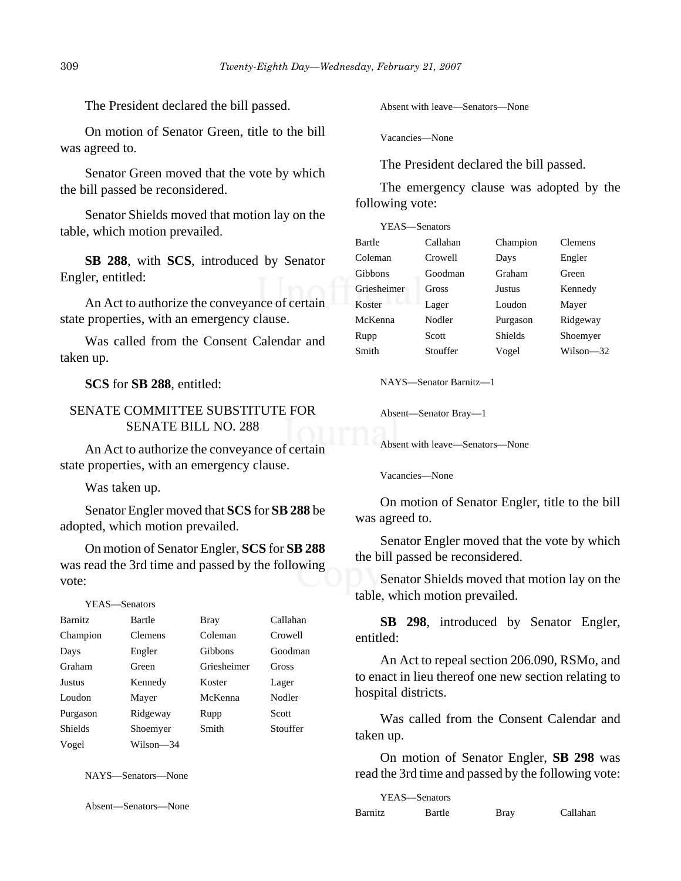The President declared the bill passed.

On motion of Senator Green, title to the bill was agreed to.

Senator Green moved that the vote by which the bill passed be reconsidered.

Senator Shields moved that motion lay on the table, which motion prevailed.

**SB 288**, with **SCS**, introduced by Senator Engler, entitled:

An Act to authorize the conveyance of certain state properties, with an emergency clause.

Was called from the Consent Calendar and taken up.

**SCS** for **SB 288**, entitled:

SENATE COMMITTEE SUBSTITUTE FOR SENATE BILL NO. 288

An Act to authorize the conveyance of certain state properties, with an emergency clause.

Was taken up.

Senator Engler moved that **SCS** for **SB 288** be adopted, which motion prevailed.

On motion of Senator Engler, **SCS** for **SB 288** was read the 3rd time and passed by the following vote:

YEAS—Senators

| | | | |
|---|---|---|---|
| Barnitz | Bartle | Bray | Callahan |
| Champion | Clemens | Coleman | Crowell |
| Days | Engler | Gibbons | Goodman |
| Graham | Green | Griesheimer | Gross |
| Justus | Kennedy | Koster | Lager |
| Loudon | Mayer | McKenna | Nodler |
| Purgason | Ridgeway | Rupp | Scott |
| Shields | Shoemyer | Smith | Stouffer |
| Vogel | Wilson—34 | | |

NAYS—Senators—None

Absent—Senators—None

Absent with leave—Senators—None

Vacancies—None

The President declared the bill passed.

The emergency clause was adopted by the following vote:

YEAS—Senators

| | | | |
|---|---|---|---|
| Bartle | Callahan | Champion | Clemens |
| Coleman | Crowell | Days | Engler |
| Gibbons | Goodman | Graham | Green |
| Griesheimer | Gross | Justus | Kennedy |
| Koster | Lager | Loudon | Mayer |
| McKenna | Nodler | Purgason | Ridgeway |
| Rupp | Scott | Shields | Shoemyer |
| Smith | Stouffer | Vogel | Wilson—32 |

NAYS—Senator Barnitz—1

Absent—Senator Bray—1

Absent with leave—Senators—None

Vacancies—None

On motion of Senator Engler, title to the bill was agreed to.

Senator Engler moved that the vote by which the bill passed be reconsidered.

Senator Shields moved that motion lay on the table, which motion prevailed.

**SB 298**, introduced by Senator Engler, entitled:

An Act to repeal section 206.090, RSMo, and to enact in lieu thereof one new section relating to hospital districts.

Was called from the Consent Calendar and taken up.

On motion of Senator Engler, **SB 298** was read the 3rd time and passed by the following vote:

YEAS—Senators

| | | | |
|---|---|---|---|
| Barnitz | Bartle | Bray | Callahan |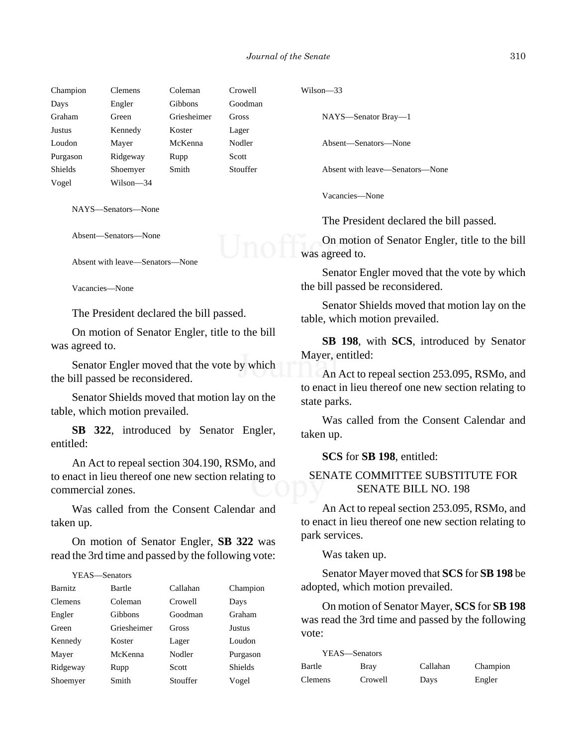| | | | |
|---|---|---|---|
| Champion | Clemens | Coleman | Crowell |
| Days | Engler | Gibbons | Goodman |
| Graham | Green | Griesheimer | Gross |
| Justus | Kennedy | Koster | Lager |
| Loudon | Mayer | McKenna | Nodler |
| Purgason | Ridgeway | Rupp | Scott |
| Shields | Shoemyer | Smith | Stouffer |
| Vogel | Wilson—34 | | |

NAYS—Senators—None

Absent—Senators—None

Absent with leave—Senators—None

Vacancies—None

The President declared the bill passed.

On motion of Senator Engler, title to the bill was agreed to.

Senator Engler moved that the vote by which the bill passed be reconsidered.

Senator Shields moved that motion lay on the table, which motion prevailed.

**SB 322**, introduced by Senator Engler, entitled:

An Act to repeal section 304.190, RSMo, and to enact in lieu thereof one new section relating to commercial zones.

Was called from the Consent Calendar and taken up.

On motion of Senator Engler, **SB 322** was read the 3rd time and passed by the following vote:

YEAS—Senators

| | | | |
|---|---|---|---|
| Barnitz | Bartle | Callahan | Champion |
| Clemens | Coleman | Crowell | Days |
| Engler | Gibbons | Goodman | Graham |
| Green | Griesheimer | Gross | Justus |
| Kennedy | Koster | Lager | Loudon |
| Mayer | McKenna | Nodler | Purgason |
| Ridgeway | Rupp | Scott | Shields |
| Shoemyer | Smith | Stouffer | Vogel |
| Wilson—33 | | | |

NAYS—Senator Bray—1

Absent—Senators—None

Absent with leave—Senators—None

Vacancies—None

The President declared the bill passed.

On motion of Senator Engler, title to the bill was agreed to.

Senator Engler moved that the vote by which the bill passed be reconsidered.

Senator Shields moved that motion lay on the table, which motion prevailed.

**SB 198**, with **SCS**, introduced by Senator Mayer, entitled:

An Act to repeal section 253.095, RSMo, and to enact in lieu thereof one new section relating to state parks.

Was called from the Consent Calendar and taken up.

**SCS** for **SB 198**, entitled:

SENATE COMMITTEE SUBSTITUTE FOR SENATE BILL NO. 198

An Act to repeal section 253.095, RSMo, and to enact in lieu thereof one new section relating to park services.

Was taken up.

Senator Mayer moved that **SCS** for **SB 198** be adopted, which motion prevailed.

On motion of Senator Mayer, **SCS** for **SB 198** was read the 3rd time and passed by the following vote:

YEAS—Senators

| | | | |
|---|---|---|---|
| Bartle | Bray | Callahan | Champion |
| Clemens | Crowell | Days | Engler |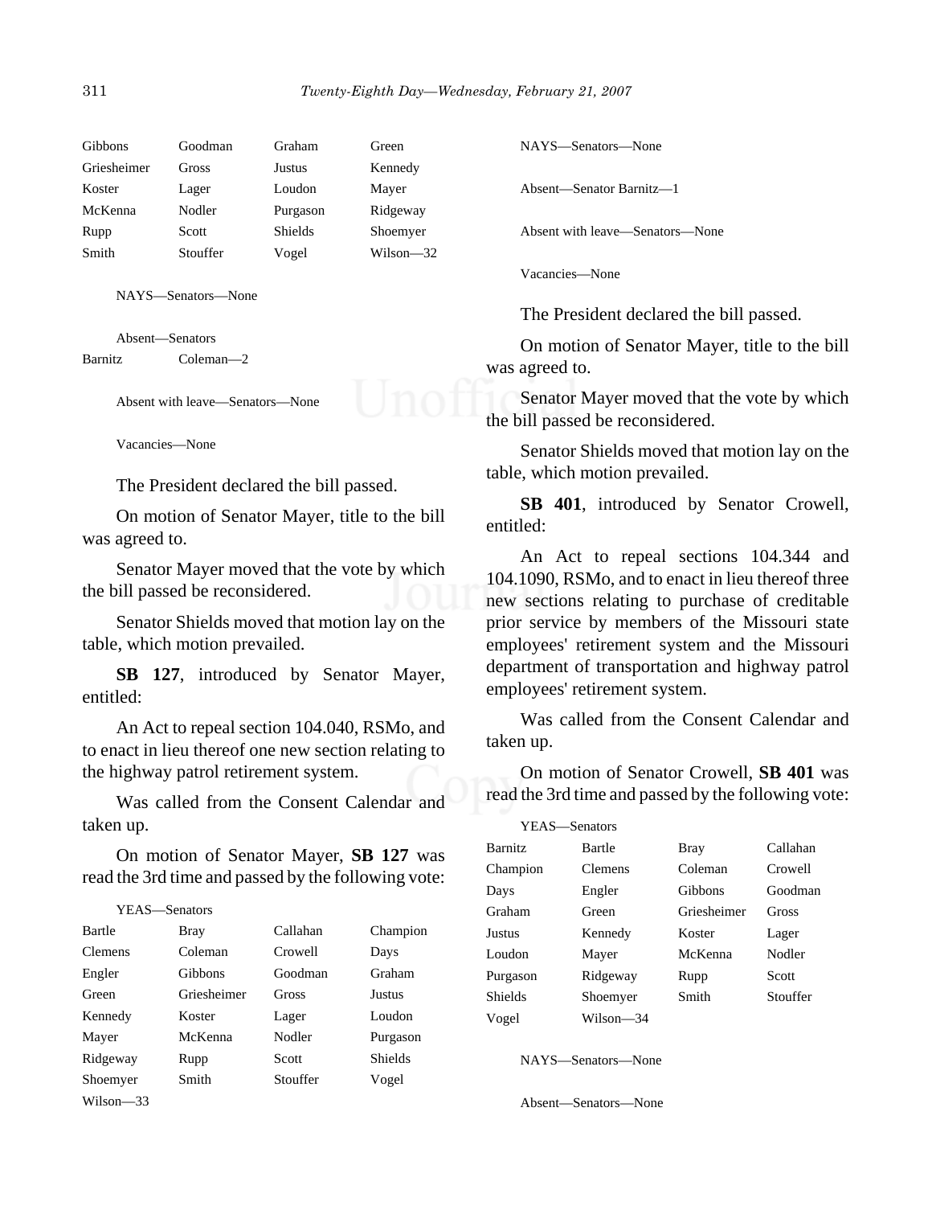| Gibbons | Goodman | Graham | Green |
|---|---|---|---|
| Griesheimer | Gross | Justus | Kennedy |
| Koster | Lager | Loudon | Mayer |
| McKenna | Nodler | Purgason | Ridgeway |
| Rupp | Scott | Shields | Shoemyer |
| Smith | Stouffer | Vogel | Wilson—32 |

NAYS—Senators—None

Absent—Senators

Barnitz Coleman—2

Absent with leave—Senators—None

Vacancies—None

The President declared the bill passed.

On motion of Senator Mayer, title to the bill was agreed to.

Senator Mayer moved that the vote by which the bill passed be reconsidered.

Senator Shields moved that motion lay on the table, which motion prevailed.

**SB 127**, introduced by Senator Mayer, entitled:

An Act to repeal section 104.040, RSMo, and to enact in lieu thereof one new section relating to the highway patrol retirement system.

Was called from the Consent Calendar and taken up.

On motion of Senator Mayer, **SB 127** was read the 3rd time and passed by the following vote:

YEAS—Senators

| Bartle | Bray | Callahan | Champion |
|---|---|---|---|
| Clemens | Coleman | Crowell | Days |
| Engler | Gibbons | Goodman | Graham |
| Green | Griesheimer | Gross | Justus |
| Kennedy | Koster | Lager | Loudon |
| Mayer | McKenna | Nodler | Purgason |
| Ridgeway | Rupp | Scott | Shields |
| Shoemyer | Smith | Stouffer | Vogel |
| Wilson—33 | | | |

NAYS—Senators—None

Absent—Senator Barnitz—1

Absent with leave—Senators—None

Vacancies—None

The President declared the bill passed.

On motion of Senator Mayer, title to the bill was agreed to.

Senator Mayer moved that the vote by which the bill passed be reconsidered.

Senator Shields moved that motion lay on the table, which motion prevailed.

**SB 401**, introduced by Senator Crowell, entitled:

An Act to repeal sections 104.344 and 104.1090, RSMo, and to enact in lieu thereof three new sections relating to purchase of creditable prior service by members of the Missouri state employees' retirement system and the Missouri department of transportation and highway patrol employees' retirement system.

Was called from the Consent Calendar and taken up.

On motion of Senator Crowell, **SB 401** was read the 3rd time and passed by the following vote:

YEAS—Senators

| Barnitz | Bartle | Bray | Callahan |
|---|---|---|---|
| Champion | Clemens | Coleman | Crowell |
| Days | Engler | Gibbons | Goodman |
| Graham | Green | Griesheimer | Gross |
| Justus | Kennedy | Koster | Lager |
| Loudon | Mayer | McKenna | Nodler |
| Purgason | Ridgeway | Rupp | Scott |
| Shields | Shoemyer | Smith | Stouffer |
| Vogel | Wilson—34 | | |

NAYS—Senators—None

Absent—Senators—None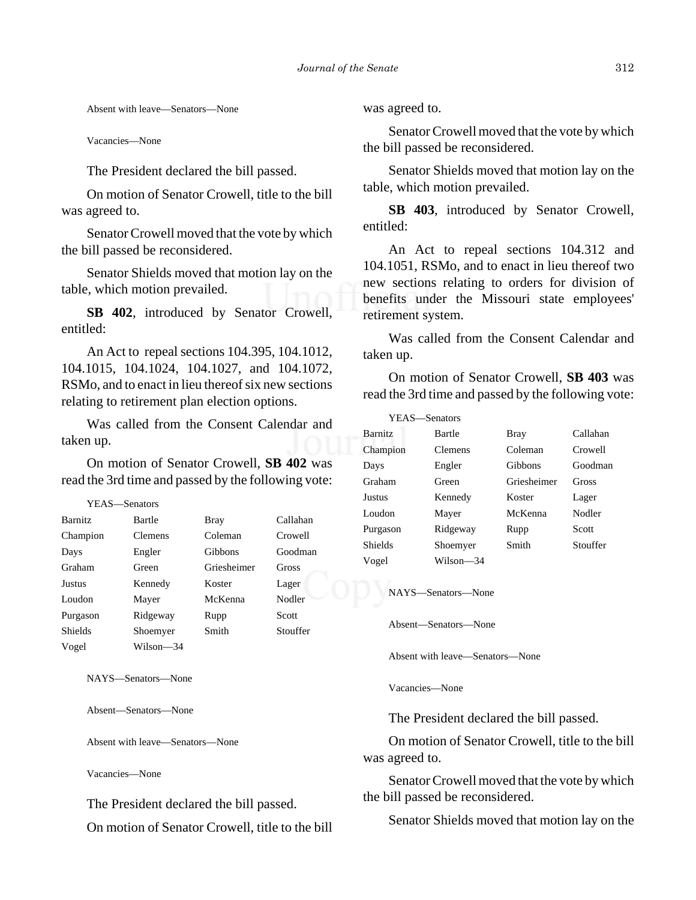Absent with leave—Senators—None

Vacancies—None

The President declared the bill passed.

On motion of Senator Crowell, title to the bill was agreed to.

Senator Crowell moved that the vote by which the bill passed be reconsidered.

Senator Shields moved that motion lay on the table, which motion prevailed.

**SB 402**, introduced by Senator Crowell, entitled:

An Act to repeal sections 104.395, 104.1012, 104.1015, 104.1024, 104.1027, and 104.1072, RSMo, and to enact in lieu thereof six new sections relating to retirement plan election options.

Was called from the Consent Calendar and taken up.

On motion of Senator Crowell, **SB 402** was read the 3rd time and passed by the following vote:

YEAS—Senators

| | | | |
|---|---|---|---|
| Barnitz | Bartle | Bray | Callahan |
| Champion | Clemens | Coleman | Crowell |
| Days | Engler | Gibbons | Goodman |
| Graham | Green | Griesheimer | Gross |
| Justus | Kennedy | Koster | Lager |
| Loudon | Mayer | McKenna | Nodler |
| Purgason | Ridgeway | Rupp | Scott |
| Shields | Shoemyer | Smith | Stouffer |
| Vogel | Wilson—34 | | |

NAYS—Senators—None

Absent—Senators—None

Absent with leave—Senators—None

Vacancies—None

The President declared the bill passed.

On motion of Senator Crowell, title to the bill was agreed to.

Senator Crowell moved that the vote by which the bill passed be reconsidered.

Senator Shields moved that motion lay on the table, which motion prevailed.

**SB 403**, introduced by Senator Crowell, entitled:

An Act to repeal sections 104.312 and 104.1051, RSMo, and to enact in lieu thereof two new sections relating to orders for division of benefits under the Missouri state employees' retirement system.

Was called from the Consent Calendar and taken up.

On motion of Senator Crowell, **SB 403** was read the 3rd time and passed by the following vote:

YEAS—Senators

| | | | |
|---|---|---|---|
| Barnitz | Bartle | Bray | Callahan |
| Champion | Clemens | Coleman | Crowell |
| Days | Engler | Gibbons | Goodman |
| Graham | Green | Griesheimer | Gross |
| Justus | Kennedy | Koster | Lager |
| Loudon | Mayer | McKenna | Nodler |
| Purgason | Ridgeway | Rupp | Scott |
| Shields | Shoemyer | Smith | Stouffer |
| Vogel | Wilson—34 | | |

NAYS—Senators—None

Absent—Senators—None

Absent with leave—Senators—None

Vacancies—None

The President declared the bill passed.

On motion of Senator Crowell, title to the bill was agreed to.

Senator Crowell moved that the vote by which the bill passed be reconsidered.

Senator Shields moved that motion lay on the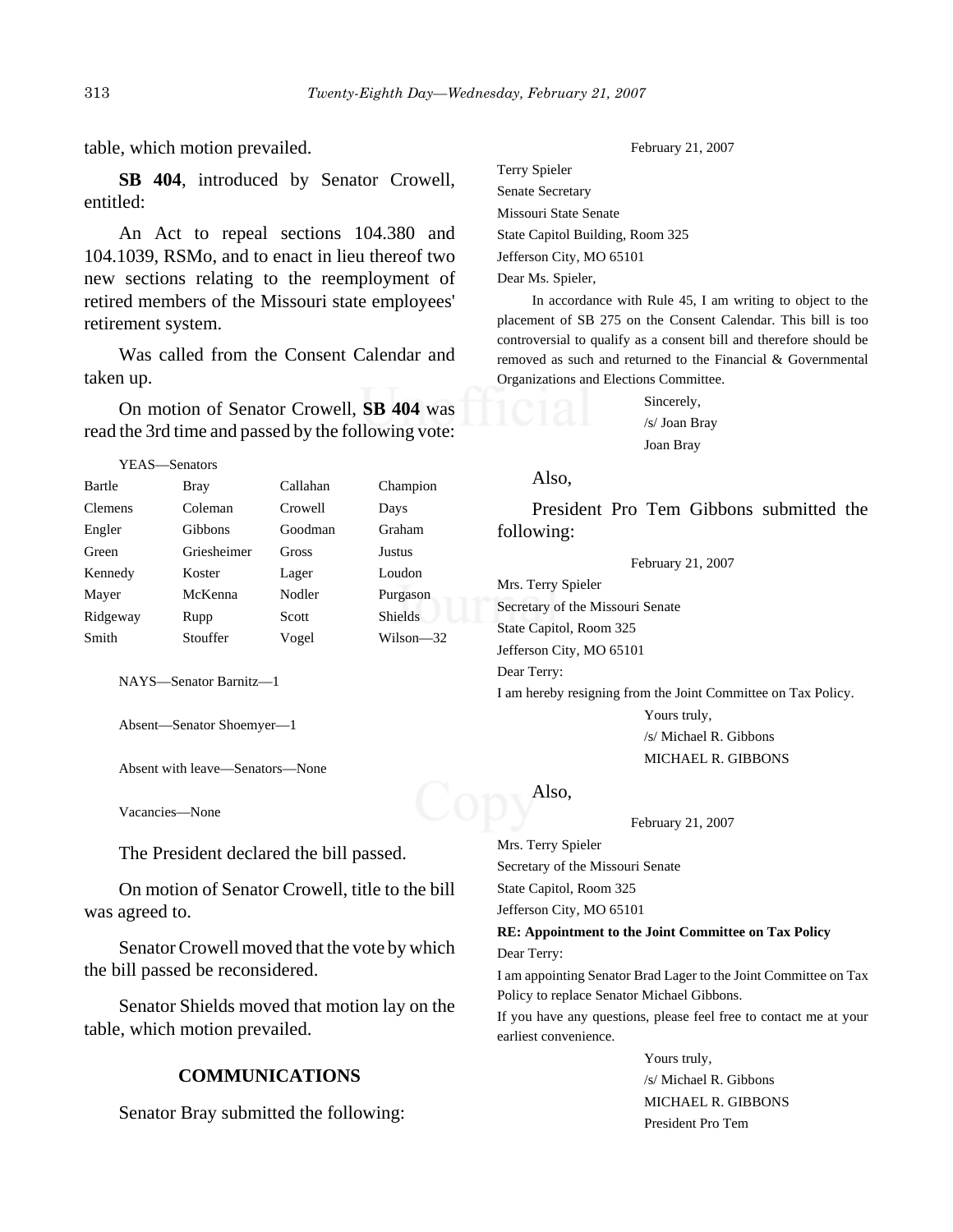table, which motion prevailed.

**SB 404**, introduced by Senator Crowell, entitled:

An Act to repeal sections 104.380 and 104.1039, RSMo, and to enact in lieu thereof two new sections relating to the reemployment of retired members of the Missouri state employees' retirement system.

Was called from the Consent Calendar and taken up.

On motion of Senator Crowell, **SB 404** was read the 3rd time and passed by the following vote:

YEAS—Senators

| | | | |
|---|---|---|---|
| Bartle | Bray | Callahan | Champion |
| Clemens | Coleman | Crowell | Days |
| Engler | Gibbons | Goodman | Graham |
| Green | Griesheimer | Gross | Justus |
| Kennedy | Koster | Lager | Loudon |
| Mayer | McKenna | Nodler | Purgason |
| Ridgeway | Rupp | Scott | Shields |
| Smith | Stouffer | Vogel | Wilson—32 |

NAYS—Senator Barnitz—1

Absent—Senator Shoemyer—1

Absent with leave—Senators—None

Vacancies—None

The President declared the bill passed.

On motion of Senator Crowell, title to the bill was agreed to.

Senator Crowell moved that the vote by which the bill passed be reconsidered.

Senator Shields moved that motion lay on the table, which motion prevailed.

## COMMUNICATIONS

Senator Bray submitted the following:

February 21, 2007

Terry Spieler
Senate Secretary
Missouri State Senate
State Capitol Building, Room 325
Jefferson City, MO 65101

Dear Ms. Spieler,

In accordance with Rule 45, I am writing to object to the placement of SB 275 on the Consent Calendar. This bill is too controversial to qualify as a consent bill and therefore should be removed as such and returned to the Financial & Governmental Organizations and Elections Committee.

Sincerely,
/s/ Joan Bray
Joan Bray

Also,

President Pro Tem Gibbons submitted the following:

February 21, 2007

Mrs. Terry Spieler
Secretary of the Missouri Senate
State Capitol, Room 325
Jefferson City, MO 65101

Dear Terry:

I am hereby resigning from the Joint Committee on Tax Policy.

Yours truly,
/s/ Michael R. Gibbons
MICHAEL R. GIBBONS

Also,

February 21, 2007

Mrs. Terry Spieler
Secretary of the Missouri Senate
State Capitol, Room 325
Jefferson City, MO 65101

**RE: Appointment to the Joint Committee on Tax Policy**

Dear Terry:

I am appointing Senator Brad Lager to the Joint Committee on Tax Policy to replace Senator Michael Gibbons.

If you have any questions, please feel free to contact me at your earliest convenience.

Yours truly,
/s/ Michael R. Gibbons
MICHAEL R. GIBBONS
President Pro Tem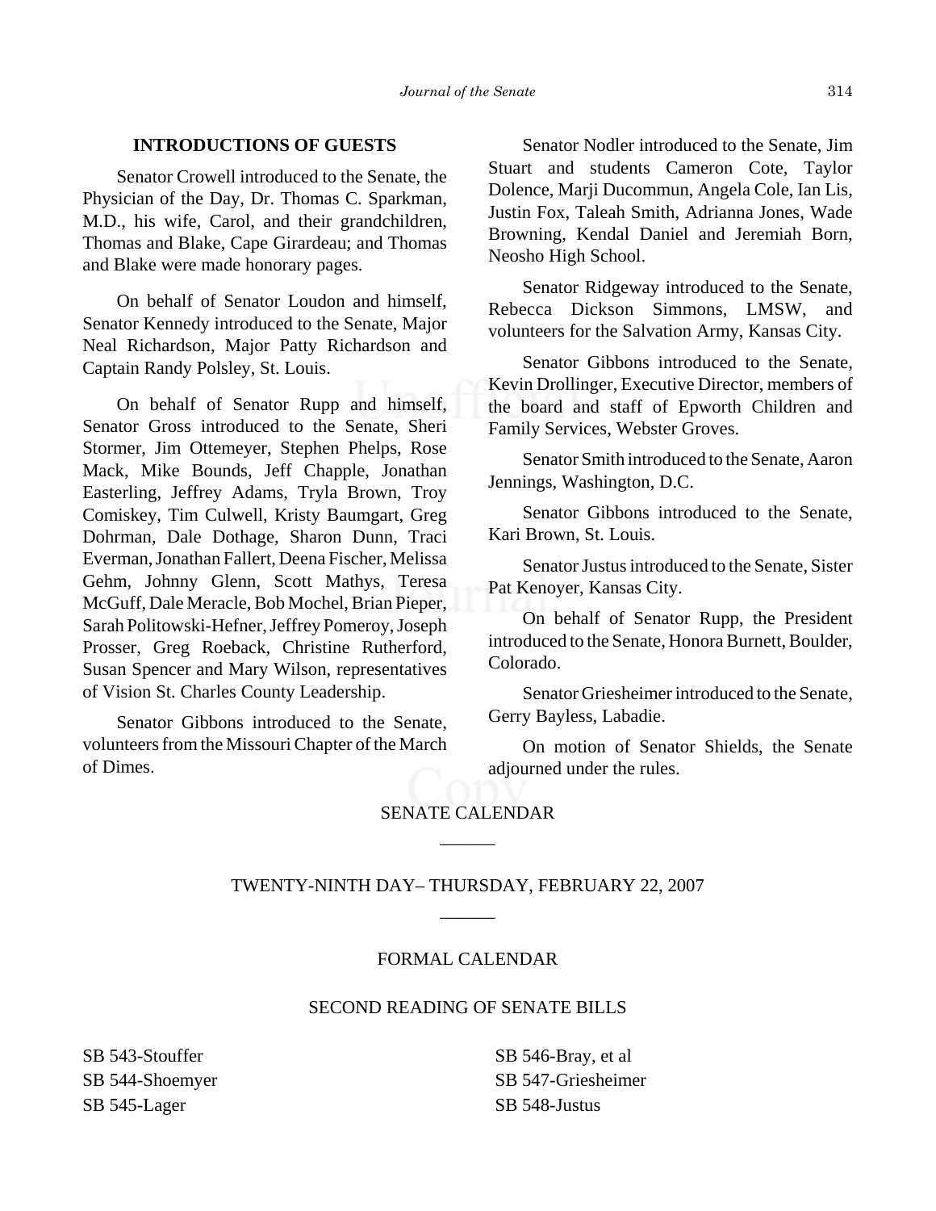**INTRODUCTIONS OF GUESTS**

Senator Crowell introduced to the Senate, the Physician of the Day, Dr. Thomas C. Sparkman, M.D., his wife, Carol, and their grandchildren, Thomas and Blake, Cape Girardeau; and Thomas and Blake were made honorary pages.

On behalf of Senator Loudon and himself, Senator Kennedy introduced to the Senate, Major Neal Richardson, Major Patty Richardson and Captain Randy Polsley, St. Louis.

On behalf of Senator Rupp and himself, Senator Gross introduced to the Senate, Sheri Stormer, Jim Ottemeyer, Stephen Phelps, Rose Mack, Mike Bounds, Jeff Chapple, Jonathan Easterling, Jeffrey Adams, Tryla Brown, Troy Comiskey, Tim Culwell, Kristy Baumgart, Greg Dohrman, Dale Dothage, Sharon Dunn, Traci Everman, Jonathan Fallert, Deena Fischer, Melissa Gehm, Johnny Glenn, Scott Mathys, Teresa McGuff, Dale Meracle, Bob Mochel, Brian Pieper, Sarah Politowski-Hefner, Jeffrey Pomeroy, Joseph Prosser, Greg Roeback, Christine Rutherford, Susan Spencer and Mary Wilson, representatives of Vision St. Charles County Leadership.

Senator Gibbons introduced to the Senate, volunteers from the Missouri Chapter of the March of Dimes.

Senator Nodler introduced to the Senate, Jim Stuart and students Cameron Cote, Taylor Dolence, Marji Ducommun, Angela Cole, Ian Lis, Justin Fox, Taleah Smith, Adrianna Jones, Wade Browning, Kendal Daniel and Jeremiah Born, Neosho High School.

Senator Ridgeway introduced to the Senate, Rebecca Dickson Simmons, LMSW, and volunteers for the Salvation Army, Kansas City.

Senator Gibbons introduced to the Senate, Kevin Drollinger, Executive Director, members of the board and staff of Epworth Children and Family Services, Webster Groves.

Senator Smith introduced to the Senate, Aaron Jennings, Washington, D.C.

Senator Gibbons introduced to the Senate, Kari Brown, St. Louis.

Senator Justus introduced to the Senate, Sister Pat Kenoyer, Kansas City.

On behalf of Senator Rupp, the President introduced to the Senate, Honora Burnett, Boulder, Colorado.

Senator Griesheimer introduced to the Senate, Gerry Bayless, Labadie.

On motion of Senator Shields, the Senate adjourned under the rules.

SENATE CALENDAR

______

TWENTY-NINTH DAY– THURSDAY, FEBRUARY 22, 2007

______

FORMAL CALENDAR

SECOND READING OF SENATE BILLS

SB 543-Stouffer
SB 544-Shoemyer
SB 545-Lager
SB 546-Bray, et al
SB 547-Griesheimer
SB 548-Justus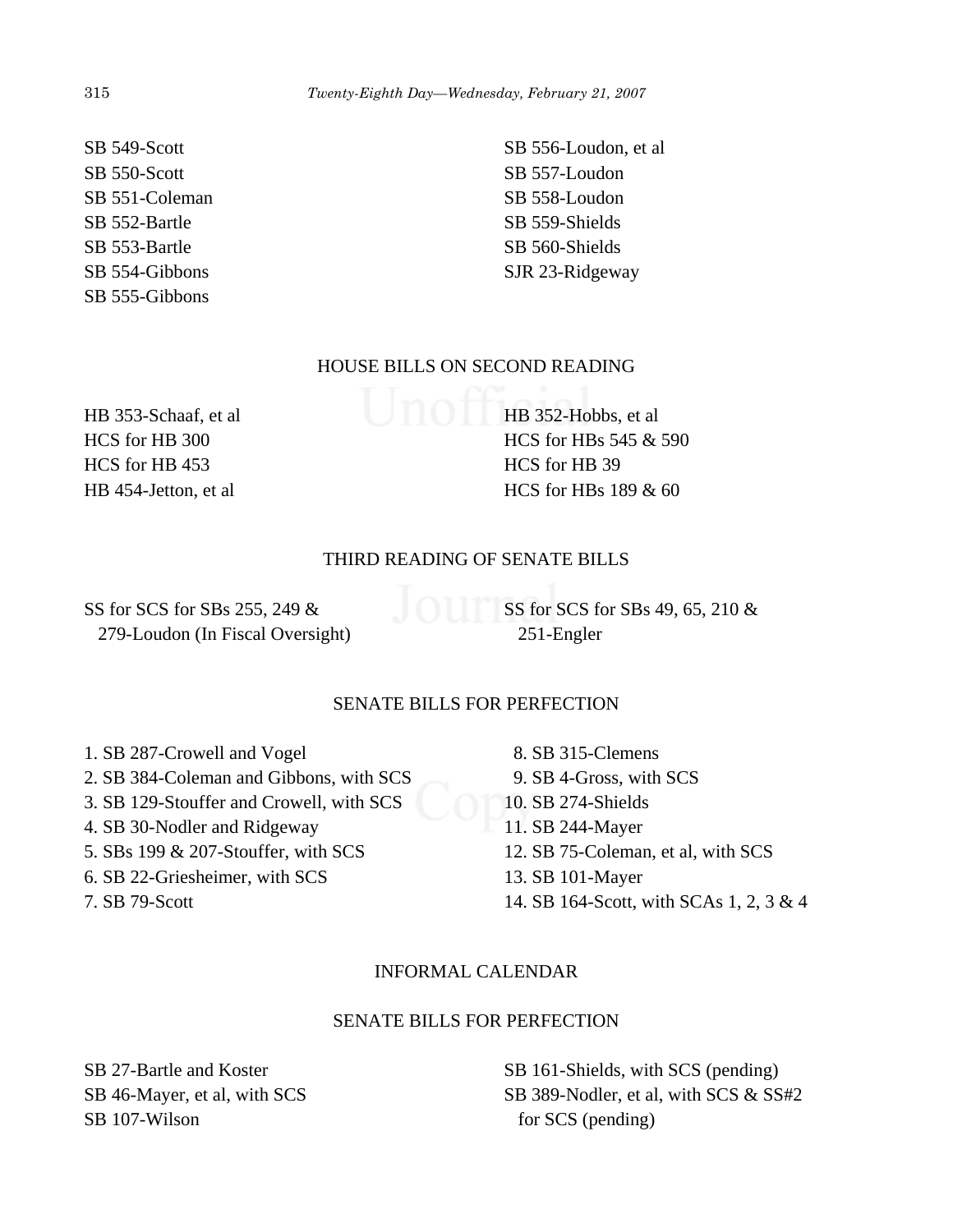SB 549-Scott
SB 550-Scott
SB 551-Coleman
SB 552-Bartle
SB 553-Bartle
SB 554-Gibbons
SB 555-Gibbons
SB 556-Loudon, et al
SB 557-Loudon
SB 558-Loudon
SB 559-Shields
SB 560-Shields
SJR 23-Ridgeway

## HOUSE BILLS ON SECOND READING

HB 353-Schaaf, et al
HCS for HB 300
HCS for HB 453
HB 454-Jetton, et al
HB 352-Hobbs, et al
HCS for HBs 545 & 590
HCS for HB 39
HCS for HBs 189 & 60

## THIRD READING OF SENATE BILLS

SS for SCS for SBs 255, 249 & 279-Loudon (In Fiscal Oversight)
SS for SCS for SBs 49, 65, 210 & 251-Engler

## SENATE BILLS FOR PERFECTION

1. SB 287-Crowell and Vogel
2. SB 384-Coleman and Gibbons, with SCS
3. SB 129-Stouffer and Crowell, with SCS
4. SB 30-Nodler and Ridgeway
5. SBs 199 & 207-Stouffer, with SCS
6. SB 22-Griesheimer, with SCS
7. SB 79-Scott
8. SB 315-Clemens
9. SB 4-Gross, with SCS
10. SB 274-Shields
11. SB 244-Mayer
12. SB 75-Coleman, et al, with SCS
13. SB 101-Mayer
14. SB 164-Scott, with SCAs 1, 2, 3 & 4

## INFORMAL CALENDAR

## SENATE BILLS FOR PERFECTION

SB 27-Bartle and Koster
SB 46-Mayer, et al, with SCS
SB 107-Wilson
SB 161-Shields, with SCS (pending)
SB 389-Nodler, et al, with SCS & SS#2 for SCS (pending)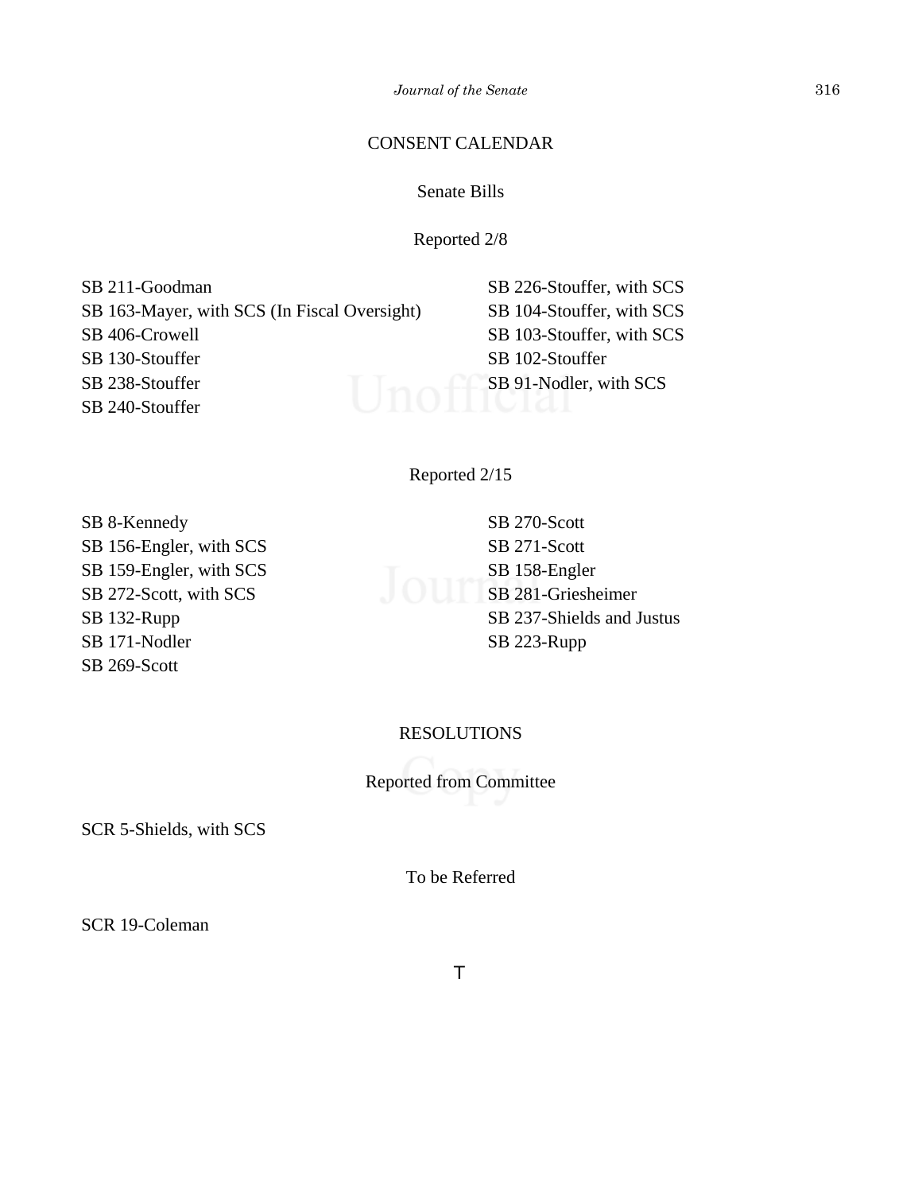## CONSENT CALENDAR

### Senate Bills

#### Reported 2/8

SB 211-Goodman
SB 163-Mayer, with SCS (In Fiscal Oversight)
SB 406-Crowell
SB 130-Stouffer
SB 238-Stouffer
SB 240-Stouffer
SB 226-Stouffer, with SCS
SB 104-Stouffer, with SCS
SB 103-Stouffer, with SCS
SB 102-Stouffer
SB 91-Nodler, with SCS

#### Reported 2/15

SB 8-Kennedy
SB 156-Engler, with SCS
SB 159-Engler, with SCS
SB 272-Scott, with SCS
SB 132-Rupp
SB 171-Nodler
SB 269-Scott
SB 270-Scott
SB 271-Scott
SB 158-Engler
SB 281-Griesheimer
SB 237-Shields and Justus
SB 223-Rupp

## RESOLUTIONS

### Reported from Committee

SCR 5-Shields, with SCS

### To be Referred

SCR 19-Coleman

T